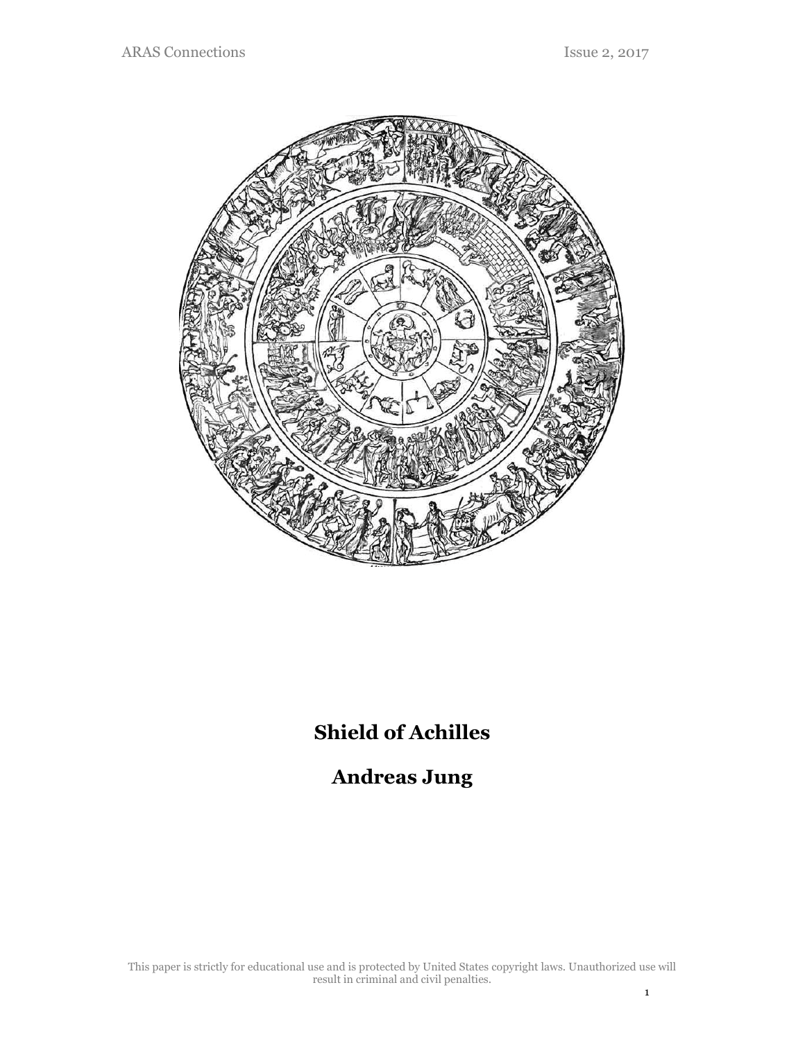# Shield of Achilles

## Andreas Jung

This paper is strictly for educational use and is protected by United States copyright laws. Unauthorized use will result in criminal and civil penalties.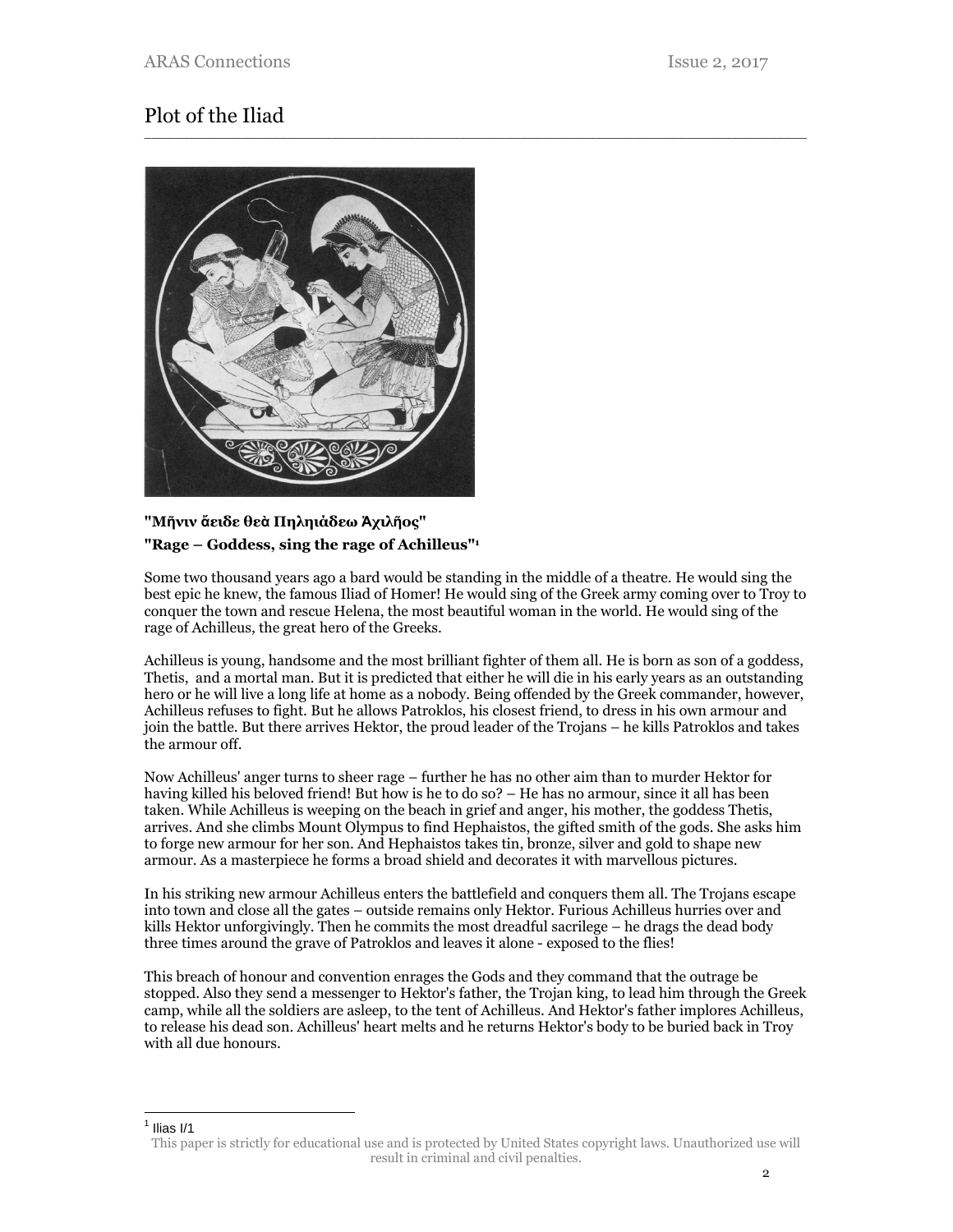# Plot of the Iliad

**"Μῆνιν ἄειδε θεὰ Πηληιάδεω Ἀχιλῆος"**

**"Rage – Goddess, sing the rage of Achilleus"[1]**

Some two thousand years ago a bard would be standing in the middle of a theatre. He would sing the best epic he knew, the famous Iliad of Homer! He would sing of the Greek army coming over to Troy to conquer the town and rescue Helena, the most beautiful woman in the world. He would sing of the rage of Achilleus, the great hero of the Greeks.

Achilleus is young, handsome and the most brilliant fighter of them all. He is born as son of a goddess, Thetis, and a mortal man. But it is predicted that either he will die in his early years as an outstanding hero or he will live a long life at home as a nobody. Being offended by the Greek commander, however, Achilleus refuses to fight. But he allows Patroklos, his closest friend, to dress in his own armour and join the battle. But there arrives Hektor, the proud leader of the Trojans – he kills Patroklos and takes the armour off.

Now Achilleus' anger turns to sheer rage – further he has no other aim than to murder Hektor for having killed his beloved friend! But how is he to do so? – He has no armour, since it all has been taken. While Achilleus is weeping on the beach in grief and anger, his mother, the goddess Thetis, arrives. And she climbs Mount Olympus to find Hephaistos, the gifted smith of the gods. She asks him to forge new armour for her son. And Hephaistos takes tin, bronze, silver and gold to shape new armour. As a masterpiece he forms a broad shield and decorates it with marvellous pictures.

In his striking new armour Achilleus enters the battlefield and conquers them all. The Trojans escape into town and close all the gates – outside remains only Hektor. Furious Achilleus hurries over and kills Hektor unforgivingly. Then he commits the most dreadful sacrilege – he drags the dead body three times around the grave of Patroklos and leaves it alone - exposed to the flies!

This breach of honour and convention enrages the Gods and they command that the outrage be stopped. Also they send a messenger to Hektor's father, the Trojan king, to lead him through the Greek camp, while all the soldiers are asleep, to the tent of Achilleus. And Hektor's father implores Achilleus, to release his dead son. Achilleus' heart melts and he returns Hektor's body to be buried back in Troy with all due honours.

---

[1] Ilias I/1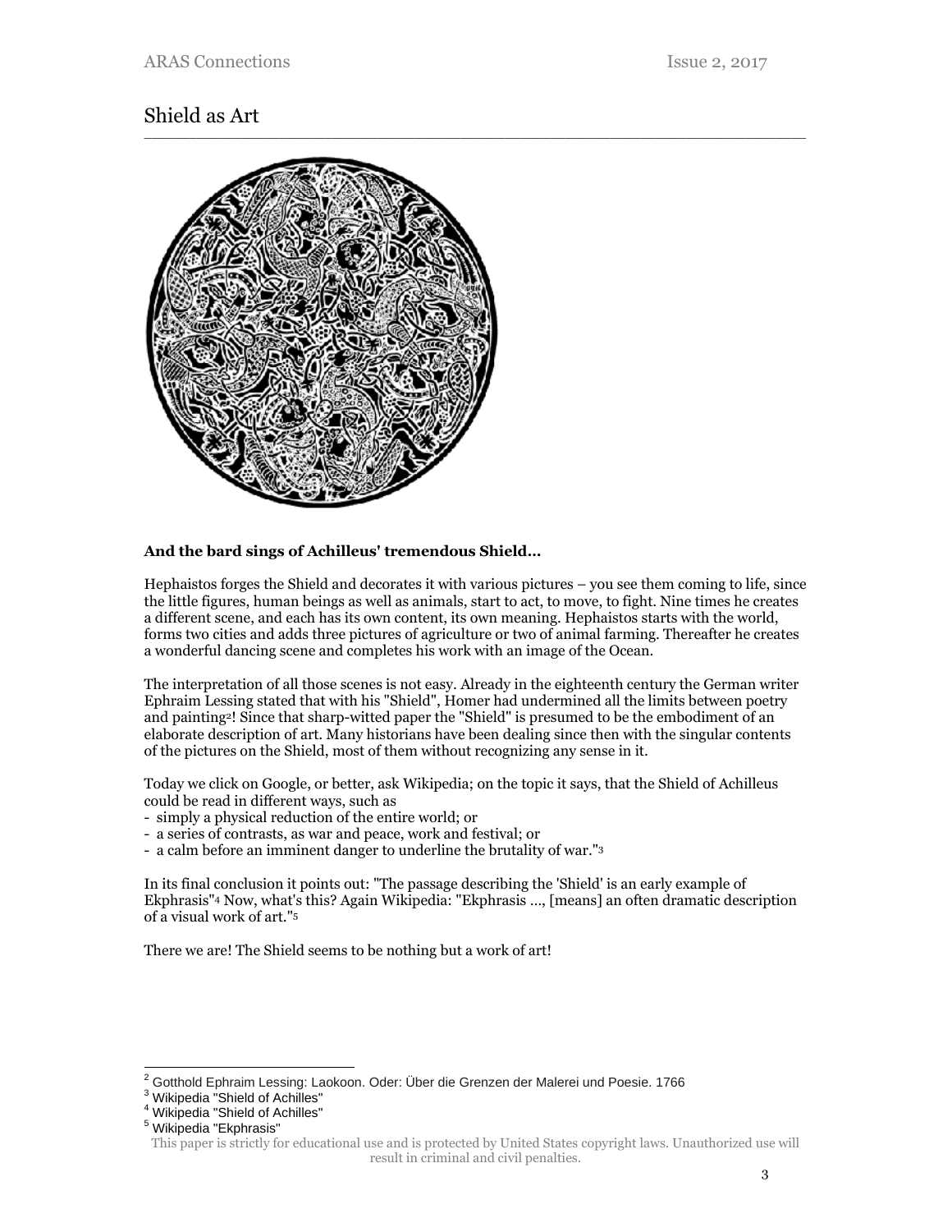# Shield as Art

**And the bard sings of Achilleus' tremendous Shield...**

Hephaistos forges the Shield and decorates it with various pictures – you see them coming to life, since the little figures, human beings as well as animals, start to act, to move, to fight. Nine times he creates a different scene, and each has its own content, its own meaning. Hephaistos starts with the world, forms two cities and adds three pictures of agriculture or two of animal farming. Thereafter he creates a wonderful dancing scene and completes his work with an image of the Ocean.

The interpretation of all those scenes is not easy. Already in the eighteenth century the German writer Ephraim Lessing stated that with his "Shield", Homer had undermined all the limits between poetry and painting[2]! Since that sharp-witted paper the "Shield" is presumed to be the embodiment of an elaborate description of art. Many historians have been dealing since then with the singular contents of the pictures on the Shield, most of them without recognizing any sense in it.

Today we click on Google, or better, ask Wikipedia; on the topic it says, that the Shield of Achilleus could be read in different ways, such as

- simply a physical reduction of the entire world; or
- a series of contrasts, as war and peace, work and festival; or
- a calm before an imminent danger to underline the brutality of war."[3]

In its final conclusion it points out: "The passage describing the 'Shield' is an early example of Ekphrasis"[4] Now, what's this? Again Wikipedia: "Ekphrasis ..., [means] an often dramatic description of a visual work of art."[5]

There we are! The Shield seems to be nothing but a work of art!

---

[2] Gotthold Ephraim Lessing: Laokoon. Oder: Über die Grenzen der Malerei und Poesie. 1766

[3] Wikipedia "Shield of Achilles"

[4] Wikipedia "Shield of Achilles"

[5] Wikipedia "Ekphrasis"

This paper is strictly for educational use and is protected by United States copyright laws. Unauthorized use will result in criminal and civil penalties.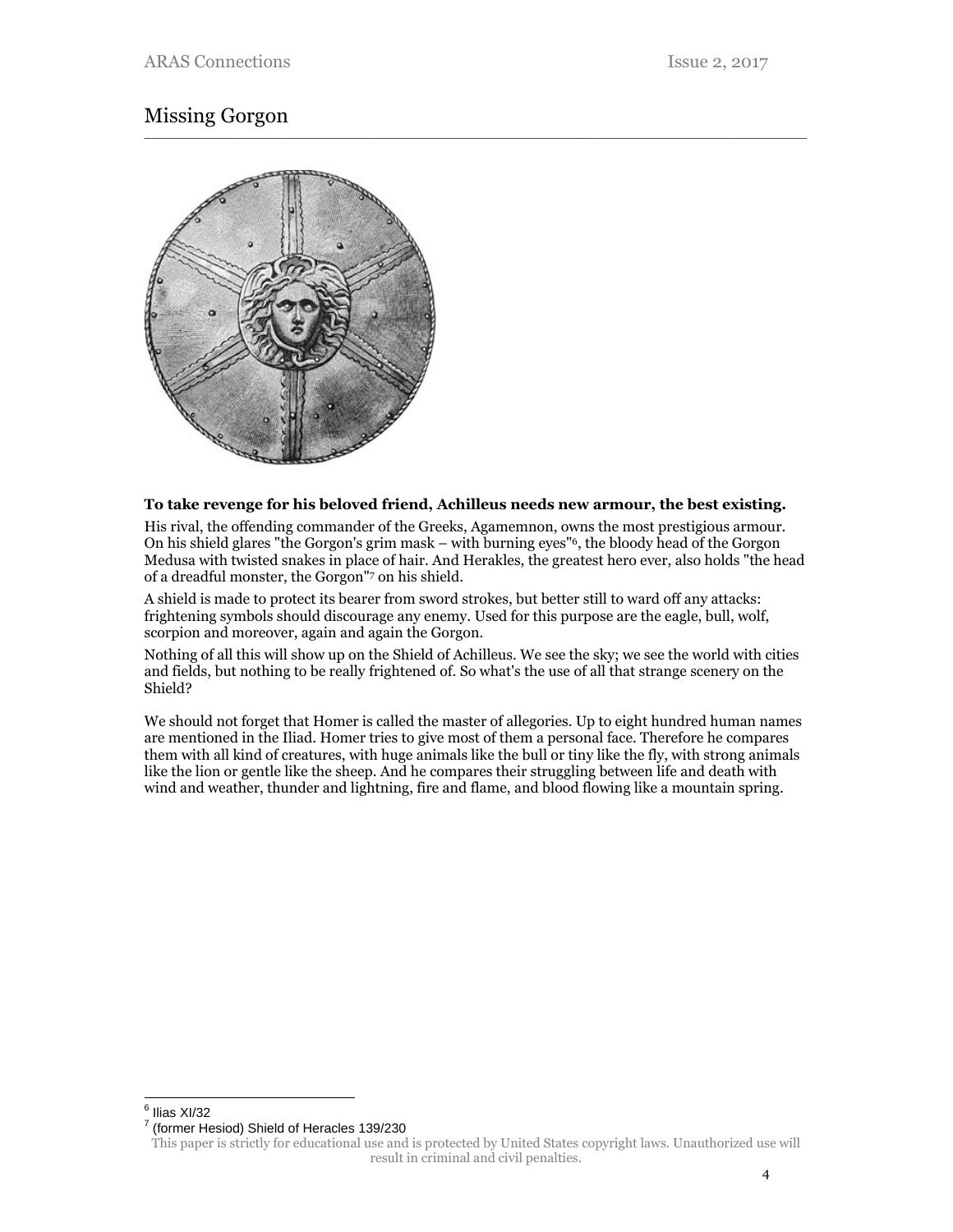# Missing Gorgon

**To take revenge for his beloved friend, Achilleus needs new armour, the best existing.**

His rival, the offending commander of the Greeks, Agamemnon, owns the most prestigious armour. On his shield glares "the Gorgon's grim mask – with burning eyes"[6], the bloody head of the Gorgon Medusa with twisted snakes in place of hair. And Herakles, the greatest hero ever, also holds "the head of a dreadful monster, the Gorgon"[7] on his shield.

A shield is made to protect its bearer from sword strokes, but better still to ward off any attacks: frightening symbols should discourage any enemy. Used for this purpose are the eagle, bull, wolf, scorpion and moreover, again and again the Gorgon.

Nothing of all this will show up on the Shield of Achilleus. We see the sky; we see the world with cities and fields, but nothing to be really frightened of. So what's the use of all that strange scenery on the Shield?

We should not forget that Homer is called the master of allegories. Up to eight hundred human names are mentioned in the Iliad. Homer tries to give most of them a personal face. Therefore he compares them with all kind of creatures, with huge animals like the bull or tiny like the fly, with strong animals like the lion or gentle like the sheep. And he compares their struggling between life and death with wind and weather, thunder and lightning, fire and flame, and blood flowing like a mountain spring.

---

[6] Ilias XI/32

[7] (former Hesiod) Shield of Heracles 139/230

This paper is strictly for educational use and is protected by United States copyright laws. Unauthorized use will result in criminal and civil penalties.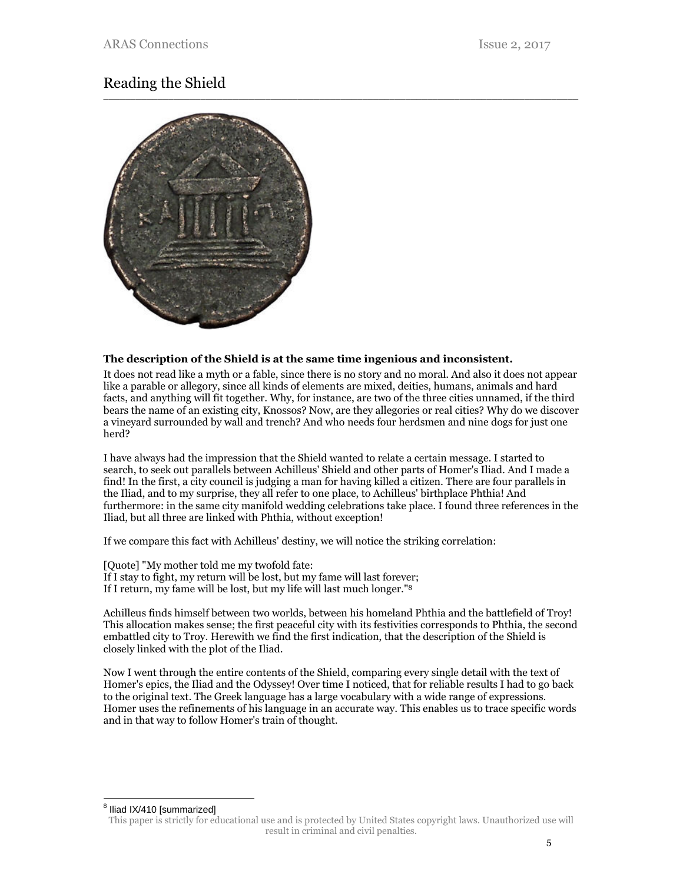## Reading the Shield

**The description of the Shield is at the same time ingenious and inconsistent.**

It does not read like a myth or a fable, since there is no story and no moral. And also it does not appear like a parable or allegory, since all kinds of elements are mixed, deities, humans, animals and hard facts, and anything will fit together. Why, for instance, are two of the three cities unnamed, if the third bears the name of an existing city, Knossos? Now, are they allegories or real cities? Why do we discover a vineyard surrounded by wall and trench? And who needs four herdsmen and nine dogs for just one herd?

I have always had the impression that the Shield wanted to relate a certain message. I started to search, to seek out parallels between Achilleus' Shield and other parts of Homer's Iliad. And I made a find! In the first, a city council is judging a man for having killed a citizen. There are four parallels in the Iliad, and to my surprise, they all refer to one place, to Achilleus' birthplace Phthia! And furthermore: in the same city manifold wedding celebrations take place. I found three references in the Iliad, but all three are linked with Phthia, without exception!

If we compare this fact with Achilleus' destiny, we will notice the striking correlation:

[Quote] "My mother told me my twofold fate:
If I stay to fight, my return will be lost, but my fame will last forever;
If I return, my fame will be lost, but my life will last much longer."[8]

Achilleus finds himself between two worlds, between his homeland Phthia and the battlefield of Troy! This allocation makes sense; the first peaceful city with its festivities corresponds to Phthia, the second embattled city to Troy. Herewith we find the first indication, that the description of the Shield is closely linked with the plot of the Iliad.

Now I went through the entire contents of the Shield, comparing every single detail with the text of Homer's epics, the Iliad and the Odyssey! Over time I noticed, that for reliable results I had to go back to the original text. The Greek language has a large vocabulary with a wide range of expressions. Homer uses the refinements of his language in an accurate way. This enables us to trace specific words and in that way to follow Homer's train of thought.

---

[8] Iliad IX/410 [summarized]

This paper is strictly for educational use and is protected by United States copyright laws. Unauthorized use will result in criminal and civil penalties.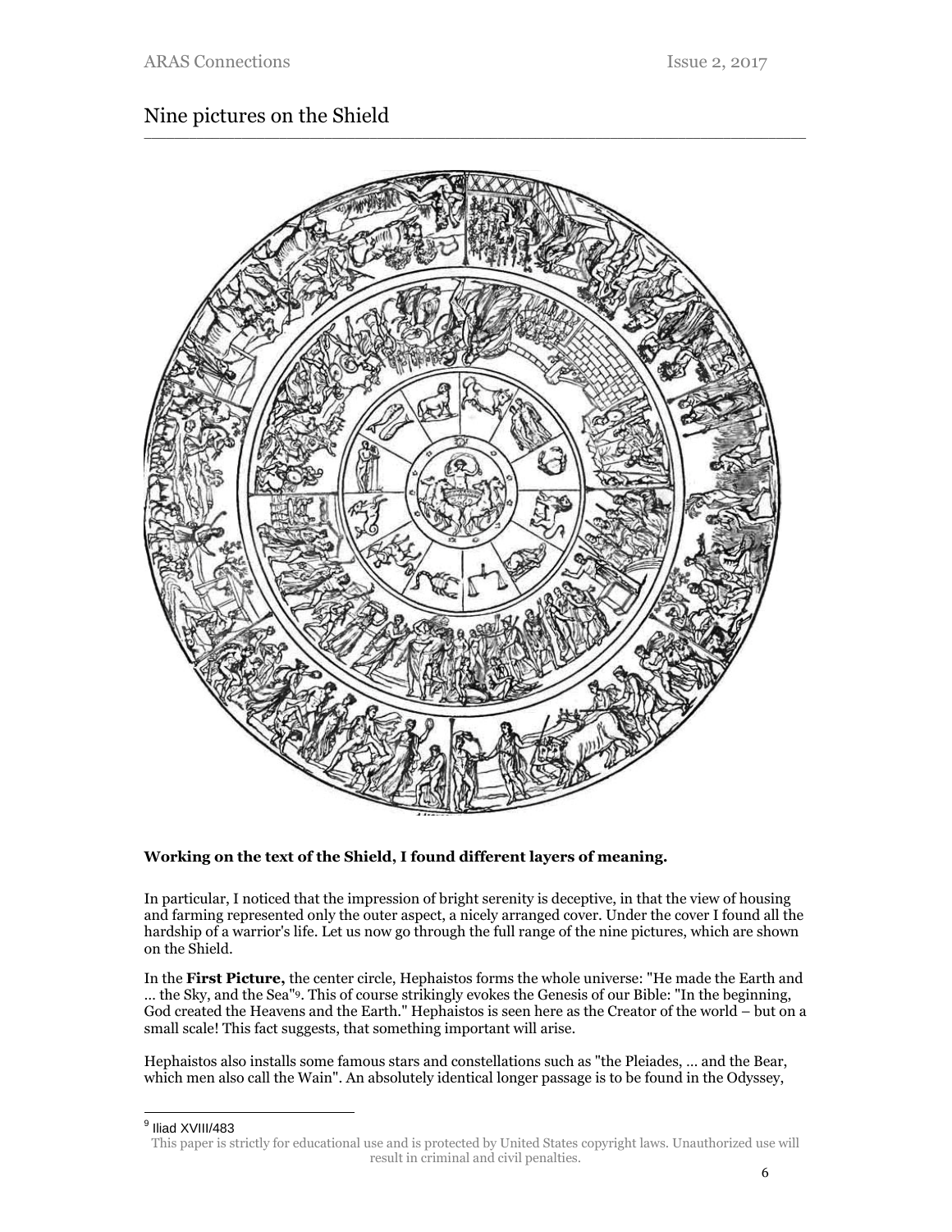## Nine pictures on the Shield

**Working on the text of the Shield, I found different layers of meaning.**

In particular, I noticed that the impression of bright serenity is deceptive, in that the view of housing and farming represented only the outer aspect, a nicely arranged cover. Under the cover I found all the hardship of a warrior's life. Let us now go through the full range of the nine pictures, which are shown on the Shield.

In the **First Picture,** the center circle, Hephaistos forms the whole universe: "He made the Earth and … the Sky, and the Sea"[9]. This of course strikingly evokes the Genesis of our Bible: "In the beginning, God created the Heavens and the Earth." Hephaistos is seen here as the Creator of the world – but on a small scale! This fact suggests, that something important will arise.

Hephaistos also installs some famous stars and constellations such as "the Pleiades, … and the Bear, which men also call the Wain". An absolutely identical longer passage is to be found in the Odyssey,

[9] Iliad XVIII/483

This paper is strictly for educational use and is protected by United States copyright laws. Unauthorized use will result in criminal and civil penalties.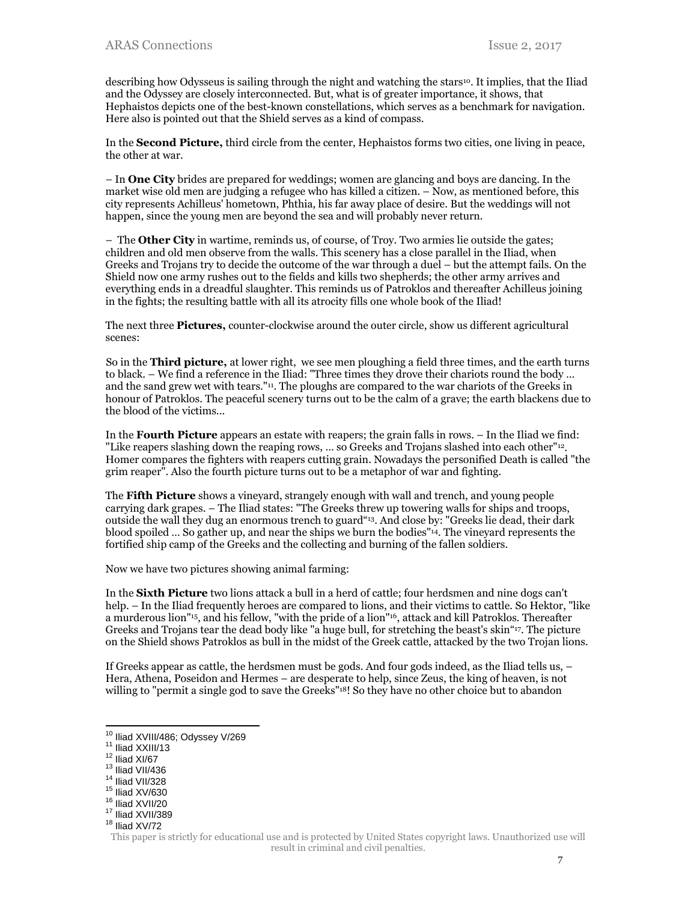describing how Odysseus is sailing through the night and watching the stars[10]. It implies, that the Iliad and the Odyssey are closely interconnected. But, what is of greater importance, it shows, that Hephaistos depicts one of the best-known constellations, which serves as a benchmark for navigation. Here also is pointed out that the Shield serves as a kind of compass.

In the **Second Picture,** third circle from the center, Hephaistos forms two cities, one living in peace, the other at war.

– In **One City** brides are prepared for weddings; women are glancing and boys are dancing. In the market wise old men are judging a refugee who has killed a citizen. – Now, as mentioned before, this city represents Achilleus' hometown, Phthia, his far away place of desire. But the weddings will not happen, since the young men are beyond the sea and will probably never return.

– The **Other City** in wartime, reminds us, of course, of Troy. Two armies lie outside the gates; children and old men observe from the walls. This scenery has a close parallel in the Iliad, when Greeks and Trojans try to decide the outcome of the war through a duel – but the attempt fails. On the Shield now one army rushes out to the fields and kills two shepherds; the other army arrives and everything ends in a dreadful slaughter. This reminds us of Patroklos and thereafter Achilleus joining in the fights; the resulting battle with all its atrocity fills one whole book of the Iliad!

The next three **Pictures,** counter-clockwise around the outer circle, show us different agricultural scenes:

So in the **Third picture,** at lower right, we see men ploughing a field three times, and the earth turns to black. – We find a reference in the Iliad: "Three times they drove their chariots round the body ... and the sand grew wet with tears."[11]. The ploughs are compared to the war chariots of the Greeks in honour of Patroklos. The peaceful scenery turns out to be the calm of a grave; the earth blackens due to the blood of the victims...

In the **Fourth Picture** appears an estate with reapers; the grain falls in rows. – In the Iliad we find: "Like reapers slashing down the reaping rows, ... so Greeks and Trojans slashed into each other"[12]. Homer compares the fighters with reapers cutting grain. Nowadays the personified Death is called "the grim reaper". Also the fourth picture turns out to be a metaphor of war and fighting.

The **Fifth Picture** shows a vineyard, strangely enough with wall and trench, and young people carrying dark grapes. – The Iliad states: "The Greeks threw up towering walls for ships and troops, outside the wall they dug an enormous trench to guard"[13]. And close by: "Greeks lie dead, their dark blood spoiled ... So gather up, and near the ships we burn the bodies"[14]. The vineyard represents the fortified ship camp of the Greeks and the collecting and burning of the fallen soldiers.

Now we have two pictures showing animal farming:

In the **Sixth Picture** two lions attack a bull in a herd of cattle; four herdsmen and nine dogs can't help. – In the Iliad frequently heroes are compared to lions, and their victims to cattle. So Hektor, "like a murderous lion"[15], and his fellow, "with the pride of a lion"[16], attack and kill Patroklos. Thereafter Greeks and Trojans tear the dead body like "a huge bull, for stretching the beast's skin"[17]. The picture on the Shield shows Patroklos as bull in the midst of the Greek cattle, attacked by the two Trojan lions.

If Greeks appear as cattle, the herdsmen must be gods. And four gods indeed, as the Iliad tells us, – Hera, Athena, Poseidon and Hermes – are desperate to help, since Zeus, the king of heaven, is not willing to "permit a single god to save the Greeks"[18]! So they have no other choice but to abandon

---

[10] Iliad XVIII/486; Odyssey V/269
[11] Iliad XXIII/13
[12] Iliad XI/67
[13] Iliad VII/436
[14] Iliad VII/328
[15] Iliad XV/630
[16] Iliad XVII/20
[17] Iliad XVII/389
[18] Iliad XV/72

This paper is strictly for educational use and is protected by United States copyright laws. Unauthorized use will result in criminal and civil penalties.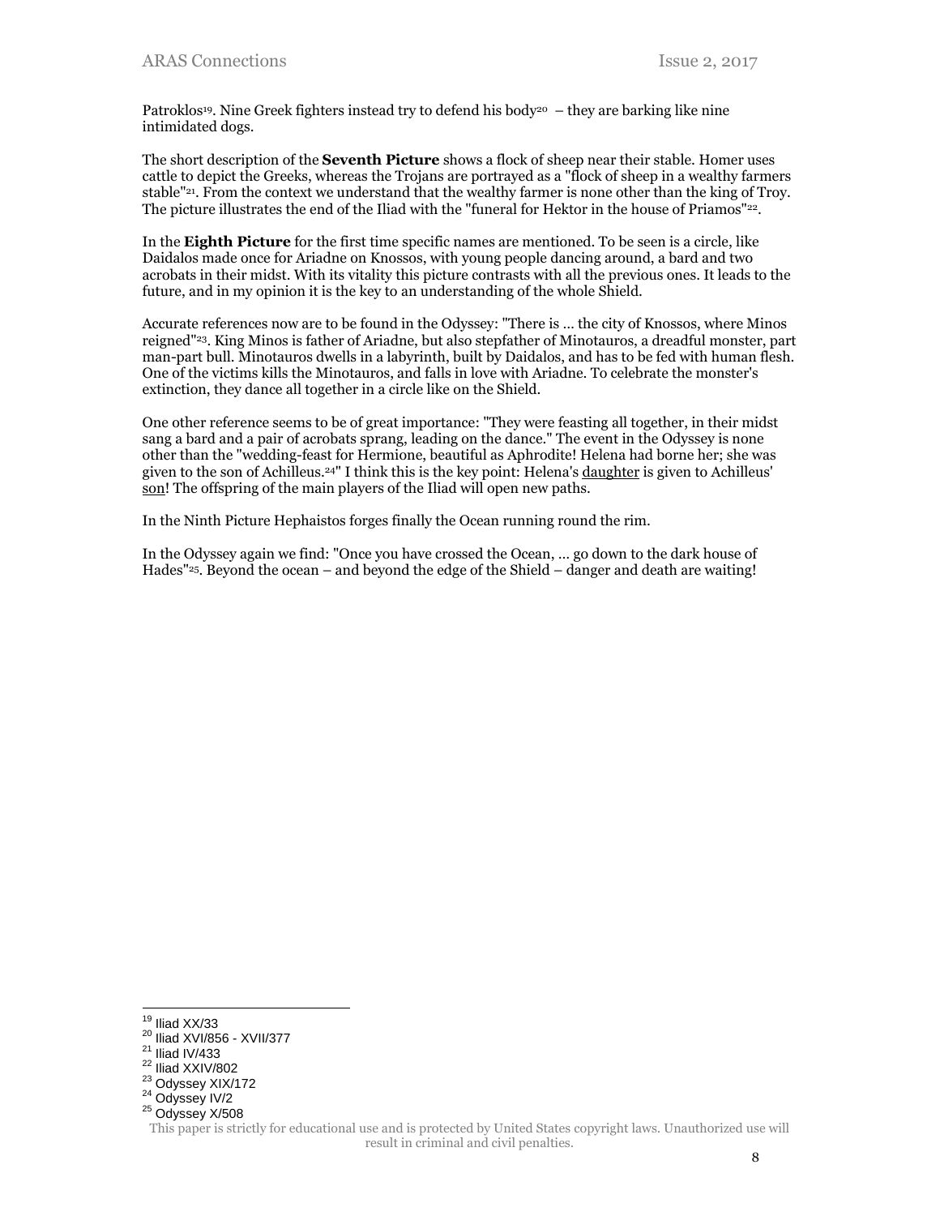Patroklos[19]. Nine Greek fighters instead try to defend his body[20] – they are barking like nine intimidated dogs.

The short description of the **Seventh Picture** shows a flock of sheep near their stable. Homer uses cattle to depict the Greeks, whereas the Trojans are portrayed as a "flock of sheep in a wealthy farmers stable"[21]. From the context we understand that the wealthy farmer is none other than the king of Troy. The picture illustrates the end of the Iliad with the "funeral for Hektor in the house of Priamos"[22].

In the **Eighth Picture** for the first time specific names are mentioned. To be seen is a circle, like Daidalos made once for Ariadne on Knossos, with young people dancing around, a bard and two acrobats in their midst. With its vitality this picture contrasts with all the previous ones. It leads to the future, and in my opinion it is the key to an understanding of the whole Shield.

Accurate references now are to be found in the Odyssey: "There is … the city of Knossos, where Minos reigned"[23]. King Minos is father of Ariadne, but also stepfather of Minotauros, a dreadful monster, part man-part bull. Minotauros dwells in a labyrinth, built by Daidalos, and has to be fed with human flesh. One of the victims kills the Minotauros, and falls in love with Ariadne. To celebrate the monster's extinction, they dance all together in a circle like on the Shield.

One other reference seems to be of great importance: "They were feasting all together, in their midst sang a bard and a pair of acrobats sprang, leading on the dance." The event in the Odyssey is none other than the "wedding-feast for Hermione, beautiful as Aphrodite! Helena had borne her; she was given to the son of Achilleus.[24]" I think this is the key point: Helena's <u>daughter</u> is given to Achilleus' <u>son</u>! The offspring of the main players of the Iliad will open new paths.

In the Ninth Picture Hephaistos forges finally the Ocean running round the rim.

In the Odyssey again we find: "Once you have crossed the Ocean, … go down to the dark house of Hades"[25]. Beyond the ocean – and beyond the edge of the Shield – danger and death are waiting!

---

[19] Iliad XX/33
[20] Iliad XVI/856 - XVII/377
[21] Iliad IV/433
[22] Iliad XXIV/802
[23] Odyssey XIX/172
[24] Odyssey IV/2
[25] Odyssey X/508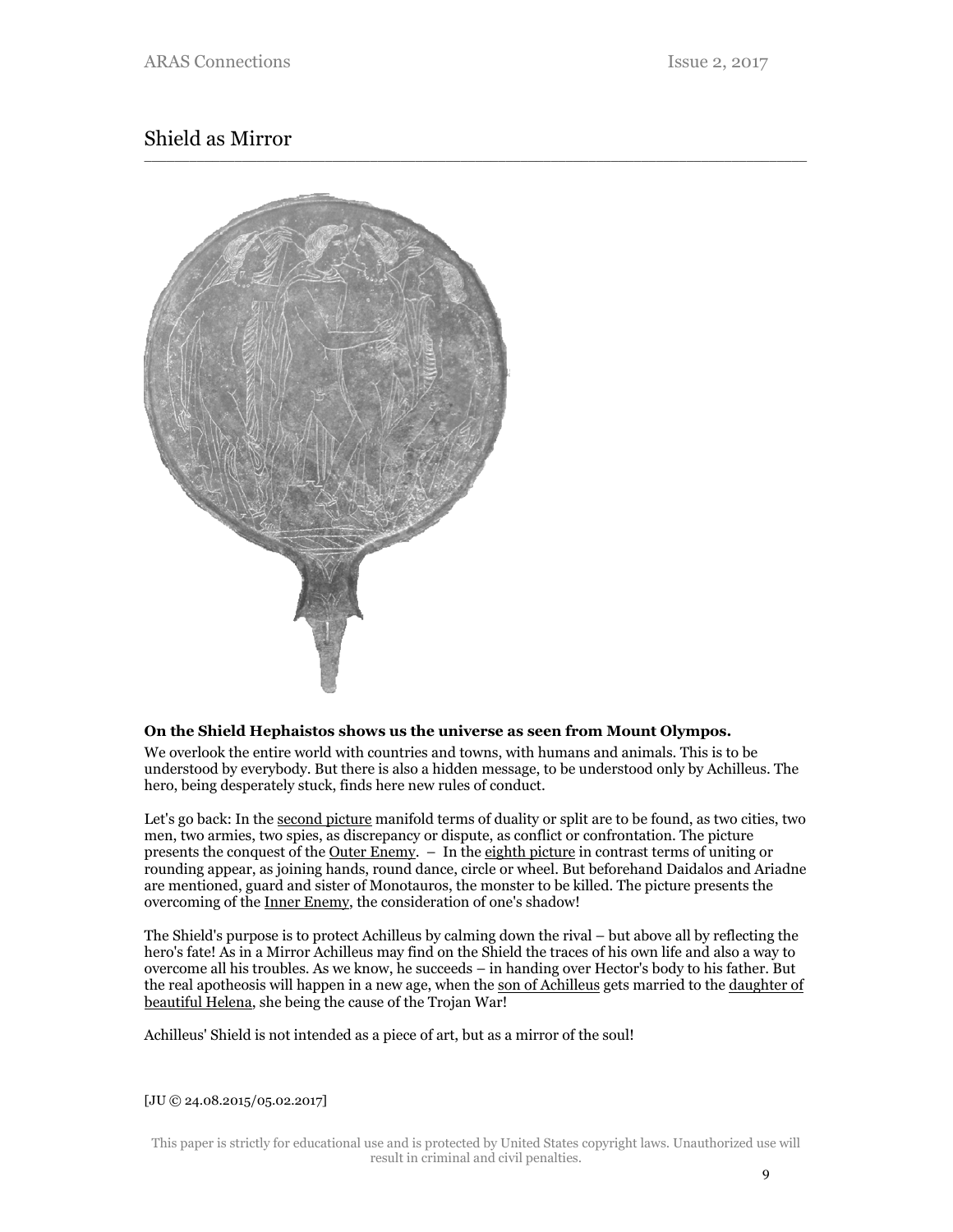# Shield as Mirror

**On the Shield Hephaistos shows us the universe as seen from Mount Olympos.**

We overlook the entire world with countries and towns, with humans and animals. This is to be understood by everybody. But there is also a hidden message, to be understood only by Achilleus. The hero, being desperately stuck, finds here new rules of conduct.

Let's go back: In the second picture manifold terms of duality or split are to be found, as two cities, two men, two armies, two spies, as discrepancy or dispute, as conflict or confrontation. The picture presents the conquest of the Outer Enemy. – In the eighth picture in contrast terms of uniting or rounding appear, as joining hands, round dance, circle or wheel. But beforehand Daidalos and Ariadne are mentioned, guard and sister of Monotauros, the monster to be killed. The picture presents the overcoming of the Inner Enemy, the consideration of one's shadow!

The Shield's purpose is to protect Achilleus by calming down the rival – but above all by reflecting the hero's fate! As in a Mirror Achilleus may find on the Shield the traces of his own life and also a way to overcome all his troubles. As we know, he succeeds – in handing over Hector's body to his father. But the real apotheosis will happen in a new age, when the son of Achilleus gets married to the daughter of beautiful Helena, she being the cause of the Trojan War!

Achilleus' Shield is not intended as a piece of art, but as a mirror of the soul!

[JU © 24.08.2015/05.02.2017]

This paper is strictly for educational use and is protected by United States copyright laws. Unauthorized use will result in criminal and civil penalties.